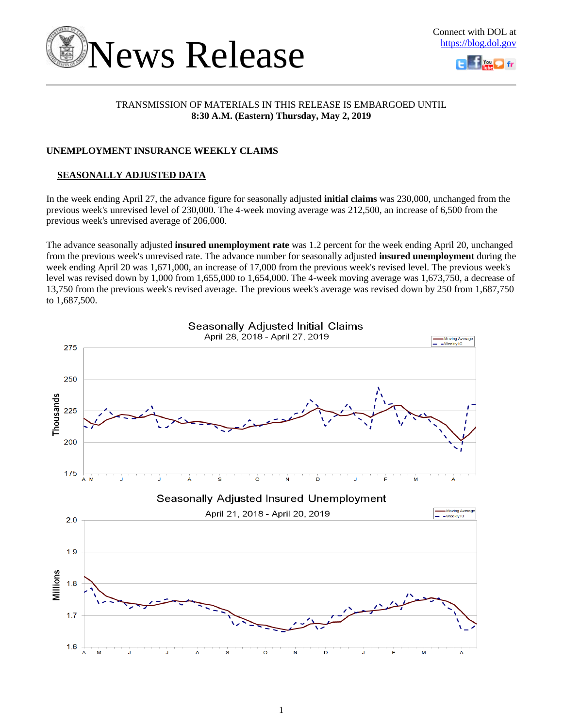# News Release

Connect with DOL at https://blog.dol.gov

TRANSMISSION OF MATERIALS IN THIS RELEASE IS EMBARGOED UNTIL
**8:30 A.M. (Eastern) Thursday, May 2, 2019**

## UNEMPLOYMENT INSURANCE WEEKLY CLAIMS

### SEASONALLY ADJUSTED DATA

In the week ending April 27, the advance figure for seasonally adjusted **initial claims** was 230,000, unchanged from the previous week's unrevised level of 230,000. The 4-week moving average was 212,500, an increase of 6,500 from the previous week's unrevised average of 206,000.

The advance seasonally adjusted **insured unemployment rate** was 1.2 percent for the week ending April 20, unchanged from the previous week's unrevised rate. The advance number for seasonally adjusted **insured unemployment** during the week ending April 20 was 1,671,000, an increase of 17,000 from the previous week's revised level. The previous week's level was revised down by 1,000 from 1,655,000 to 1,654,000. The 4-week moving average was 1,673,750, a decrease of 13,750 from the previous week's revised average. The previous week's average was revised down by 250 from 1,687,750 to 1,687,500.

Seasonally Adjusted Initial Claims
April 28, 2018 - April 27, 2019

Seasonally Adjusted Insured Unemployment
April 21, 2018 - April 20, 2019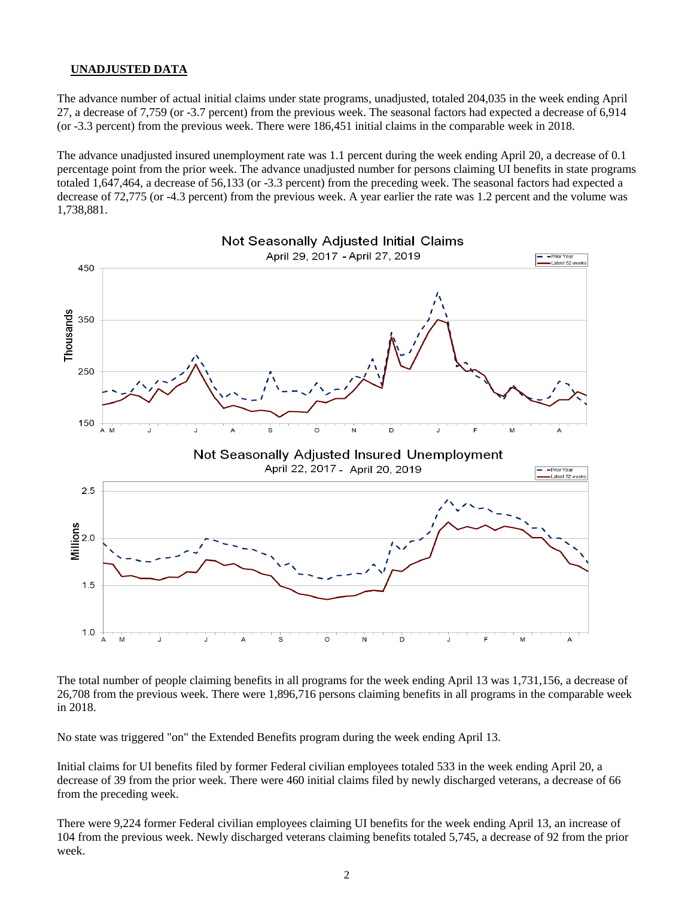## UNADJUSTED DATA

The advance number of actual initial claims under state programs, unadjusted, totaled 204,035 in the week ending April 27, a decrease of 7,759 (or -3.7 percent) from the previous week. The seasonal factors had expected a decrease of 6,914 (or -3.3 percent) from the previous week. There were 186,451 initial claims in the comparable week in 2018.

The advance unadjusted insured unemployment rate was 1.1 percent during the week ending April 20, a decrease of 0.1 percentage point from the prior week. The advance unadjusted number for persons claiming UI benefits in state programs totaled 1,647,464, a decrease of 56,133 (or -3.3 percent) from the preceding week. The seasonal factors had expected a decrease of 72,775 (or -4.3 percent) from the previous week. A year earlier the rate was 1.2 percent and the volume was 1,738,881.

Not Seasonally Adjusted Initial Claims
April 29, 2017 - April 27, 2019

Not Seasonally Adjusted Insured Unemployment
April 22, 2017 - April 20, 2019

The total number of people claiming benefits in all programs for the week ending April 13 was 1,731,156, a decrease of 26,708 from the previous week. There were 1,896,716 persons claiming benefits in all programs in the comparable week in 2018.

No state was triggered "on" the Extended Benefits program during the week ending April 13.

Initial claims for UI benefits filed by former Federal civilian employees totaled 533 in the week ending April 20, a decrease of 39 from the prior week. There were 460 initial claims filed by newly discharged veterans, a decrease of 66 from the preceding week.

There were 9,224 former Federal civilian employees claiming UI benefits for the week ending April 13, an increase of 104 from the previous week. Newly discharged veterans claiming benefits totaled 5,745, a decrease of 92 from the prior week.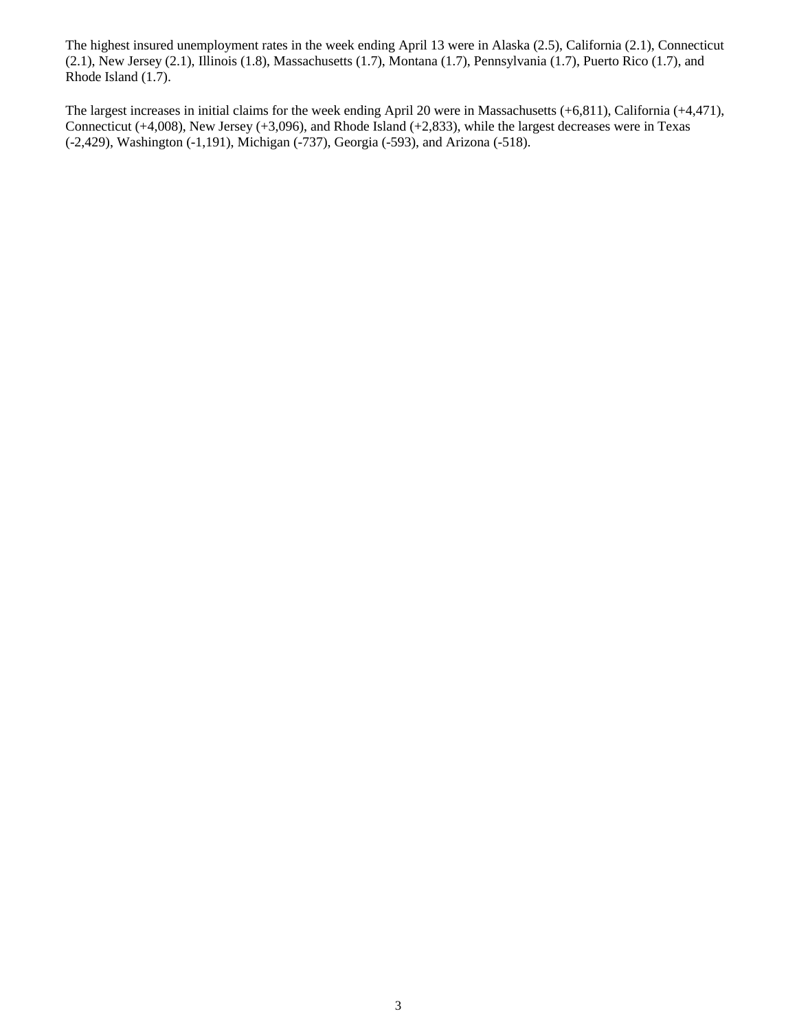The highest insured unemployment rates in the week ending April 13 were in Alaska (2.5), California (2.1), Connecticut (2.1), New Jersey (2.1), Illinois (1.8), Massachusetts (1.7), Montana (1.7), Pennsylvania (1.7), Puerto Rico (1.7), and Rhode Island (1.7).

The largest increases in initial claims for the week ending April 20 were in Massachusetts (+6,811), California (+4,471), Connecticut (+4,008), New Jersey (+3,096), and Rhode Island (+2,833), while the largest decreases were in Texas (-2,429), Washington (-1,191), Michigan (-737), Georgia (-593), and Arizona (-518).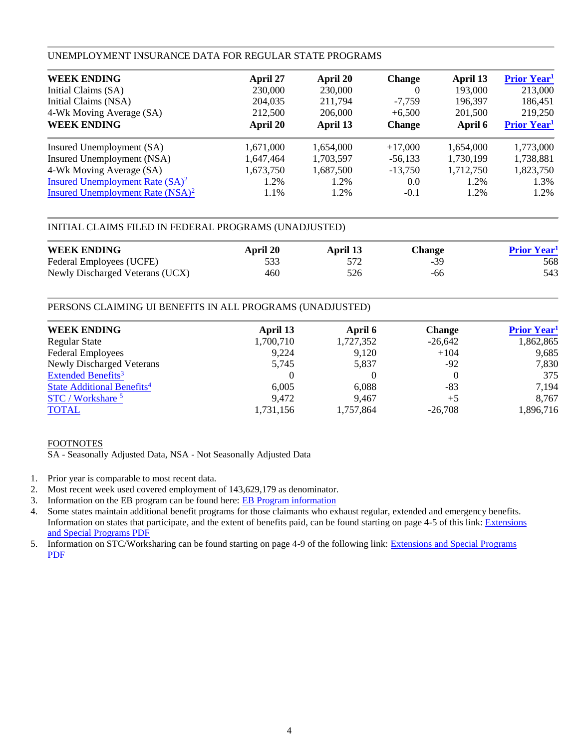## UNEMPLOYMENT INSURANCE DATA FOR REGULAR STATE PROGRAMS

| WEEK ENDING | April 27 | April 20 | Change | April 13 | Prior Year[1] |
|---|---|---|---|---|---|
| Initial Claims (SA) | 230,000 | 230,000 | 0 | 193,000 | 213,000 |
| Initial Claims (NSA) | 204,035 | 211,794 | -7,759 | 196,397 | 186,451 |
| 4-Wk Moving Average (SA) | 212,500 | 206,000 | +6,500 | 201,500 | 219,250 |
| **WEEK ENDING** | **April 20** | **April 13** | **Change** | **April 6** | **Prior Year[1]** |
| Insured Unemployment (SA) | 1,671,000 | 1,654,000 | +17,000 | 1,654,000 | 1,773,000 |
| Insured Unemployment (NSA) | 1,647,464 | 1,703,597 | -56,133 | 1,730,199 | 1,738,881 |
| 4-Wk Moving Average (SA) | 1,673,750 | 1,687,500 | -13,750 | 1,712,750 | 1,823,750 |
| Insured Unemployment Rate (SA)[2] | 1.2% | 1.2% | 0.0 | 1.2% | 1.3% |
| Insured Unemployment Rate (NSA)[2] | 1.1% | 1.2% | -0.1 | 1.2% | 1.2% |

## INITIAL CLAIMS FILED IN FEDERAL PROGRAMS (UNADJUSTED)

| WEEK ENDING | April 20 | April 13 | Change | Prior Year[1] |
|---|---|---|---|---|
| Federal Employees (UCFE) | 533 | 572 | -39 | 568 |
| Newly Discharged Veterans (UCX) | 460 | 526 | -66 | 543 |

## PERSONS CLAIMING UI BENEFITS IN ALL PROGRAMS (UNADJUSTED)

| WEEK ENDING | April 13 | April 6 | Change | Prior Year[1] |
|---|---|---|---|---|
| Regular State | 1,700,710 | 1,727,352 | -26,642 | 1,862,865 |
| Federal Employees | 9,224 | 9,120 | +104 | 9,685 |
| Newly Discharged Veterans | 5,745 | 5,837 | -92 | 7,830 |
| Extended Benefits[3] | 0 | 0 | 0 | 375 |
| State Additional Benefits[4] | 6,005 | 6,088 | -83 | 7,194 |
| STC / Workshare [5] | 9,472 | 9,467 | +5 | 8,767 |
| TOTAL | 1,731,156 | 1,757,864 | -26,708 | 1,896,716 |

FOOTNOTES

SA - Seasonally Adjusted Data, NSA - Not Seasonally Adjusted Data

1. Prior year is comparable to most recent data.
2. Most recent week used covered employment of 143,629,179 as denominator.
3. Information on the EB program can be found here: EB Program information
4. Some states maintain additional benefit programs for those claimants who exhaust regular, extended and emergency benefits. Information on states that participate, and the extent of benefits paid, can be found starting on page 4-5 of this link: Extensions and Special Programs PDF
5. Information on STC/Worksharing can be found starting on page 4-9 of the following link: Extensions and Special Programs PDF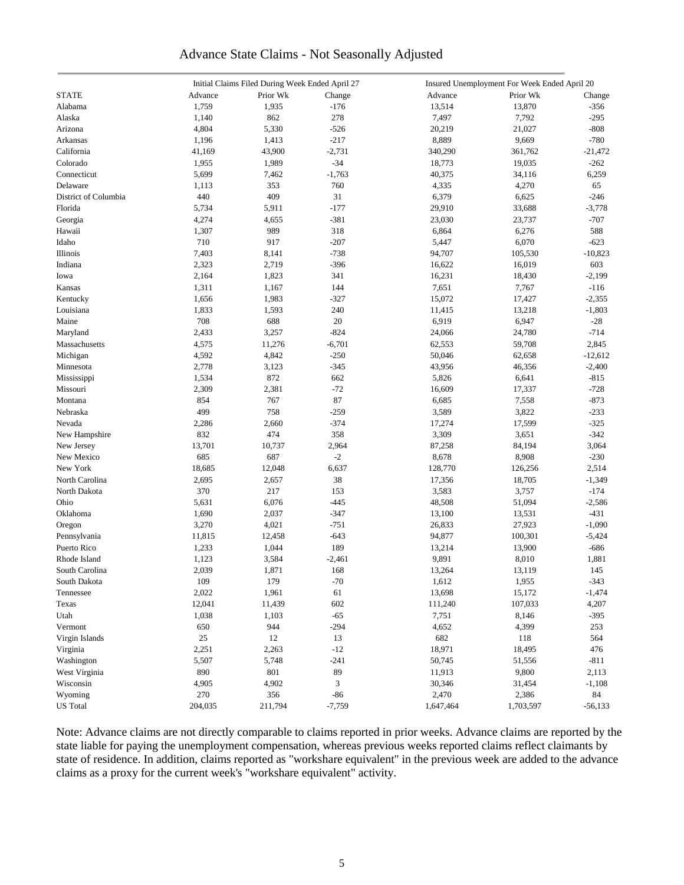# Advance State Claims - Not Seasonally Adjusted

| STATE | Initial Claims Filed During Week Ended April 27 | | | Insured Unemployment For Week Ended April 20 | | |
|---|---|---|---|---|---|---|
| | Advance | Prior Wk | Change | Advance | Prior Wk | Change |
| Alabama | 1,759 | 1,935 | -176 | 13,514 | 13,870 | -356 |
| Alaska | 1,140 | 862 | 278 | 7,497 | 7,792 | -295 |
| Arizona | 4,804 | 5,330 | -526 | 20,219 | 21,027 | -808 |
| Arkansas | 1,196 | 1,413 | -217 | 8,889 | 9,669 | -780 |
| California | 41,169 | 43,900 | -2,731 | 340,290 | 361,762 | -21,472 |
| Colorado | 1,955 | 1,989 | -34 | 18,773 | 19,035 | -262 |
| Connecticut | 5,699 | 7,462 | -1,763 | 40,375 | 34,116 | 6,259 |
| Delaware | 1,113 | 353 | 760 | 4,335 | 4,270 | 65 |
| District of Columbia | 440 | 409 | 31 | 6,379 | 6,625 | -246 |
| Florida | 5,734 | 5,911 | -177 | 29,910 | 33,688 | -3,778 |
| Georgia | 4,274 | 4,655 | -381 | 23,030 | 23,737 | -707 |
| Hawaii | 1,307 | 989 | 318 | 6,864 | 6,276 | 588 |
| Idaho | 710 | 917 | -207 | 5,447 | 6,070 | -623 |
| Illinois | 7,403 | 8,141 | -738 | 94,707 | 105,530 | -10,823 |
| Indiana | 2,323 | 2,719 | -396 | 16,622 | 16,019 | 603 |
| Iowa | 2,164 | 1,823 | 341 | 16,231 | 18,430 | -2,199 |
| Kansas | 1,311 | 1,167 | 144 | 7,651 | 7,767 | -116 |
| Kentucky | 1,656 | 1,983 | -327 | 15,072 | 17,427 | -2,355 |
| Louisiana | 1,833 | 1,593 | 240 | 11,415 | 13,218 | -1,803 |
| Maine | 708 | 688 | 20 | 6,919 | 6,947 | -28 |
| Maryland | 2,433 | 3,257 | -824 | 24,066 | 24,780 | -714 |
| Massachusetts | 4,575 | 11,276 | -6,701 | 62,553 | 59,708 | 2,845 |
| Michigan | 4,592 | 4,842 | -250 | 50,046 | 62,658 | -12,612 |
| Minnesota | 2,778 | 3,123 | -345 | 43,956 | 46,356 | -2,400 |
| Mississippi | 1,534 | 872 | 662 | 5,826 | 6,641 | -815 |
| Missouri | 2,309 | 2,381 | -72 | 16,609 | 17,337 | -728 |
| Montana | 854 | 767 | 87 | 6,685 | 7,558 | -873 |
| Nebraska | 499 | 758 | -259 | 3,589 | 3,822 | -233 |
| Nevada | 2,286 | 2,660 | -374 | 17,274 | 17,599 | -325 |
| New Hampshire | 832 | 474 | 358 | 3,309 | 3,651 | -342 |
| New Jersey | 13,701 | 10,737 | 2,964 | 87,258 | 84,194 | 3,064 |
| New Mexico | 685 | 687 | -2 | 8,678 | 8,908 | -230 |
| New York | 18,685 | 12,048 | 6,637 | 128,770 | 126,256 | 2,514 |
| North Carolina | 2,695 | 2,657 | 38 | 17,356 | 18,705 | -1,349 |
| North Dakota | 370 | 217 | 153 | 3,583 | 3,757 | -174 |
| Ohio | 5,631 | 6,076 | -445 | 48,508 | 51,094 | -2,586 |
| Oklahoma | 1,690 | 2,037 | -347 | 13,100 | 13,531 | -431 |
| Oregon | 3,270 | 4,021 | -751 | 26,833 | 27,923 | -1,090 |
| Pennsylvania | 11,815 | 12,458 | -643 | 94,877 | 100,301 | -5,424 |
| Puerto Rico | 1,233 | 1,044 | 189 | 13,214 | 13,900 | -686 |
| Rhode Island | 1,123 | 3,584 | -2,461 | 9,891 | 8,010 | 1,881 |
| South Carolina | 2,039 | 1,871 | 168 | 13,264 | 13,119 | 145 |
| South Dakota | 109 | 179 | -70 | 1,612 | 1,955 | -343 |
| Tennessee | 2,022 | 1,961 | 61 | 13,698 | 15,172 | -1,474 |
| Texas | 12,041 | 11,439 | 602 | 111,240 | 107,033 | 4,207 |
| Utah | 1,038 | 1,103 | -65 | 7,751 | 8,146 | -395 |
| Vermont | 650 | 944 | -294 | 4,652 | 4,399 | 253 |
| Virgin Islands | 25 | 12 | 13 | 682 | 118 | 564 |
| Virginia | 2,251 | 2,263 | -12 | 18,971 | 18,495 | 476 |
| Washington | 5,507 | 5,748 | -241 | 50,745 | 51,556 | -811 |
| West Virginia | 890 | 801 | 89 | 11,913 | 9,800 | 2,113 |
| Wisconsin | 4,905 | 4,902 | 3 | 30,346 | 31,454 | -1,108 |
| Wyoming | 270 | 356 | -86 | 2,470 | 2,386 | 84 |
| US Total | 204,035 | 211,794 | -7,759 | 1,647,464 | 1,703,597 | -56,133 |

Note: Advance claims are not directly comparable to claims reported in prior weeks. Advance claims are reported by the state liable for paying the unemployment compensation, whereas previous weeks reported claims reflect claimants by state of residence. In addition, claims reported as "workshare equivalent" in the previous week are added to the advance claims as a proxy for the current week's "workshare equivalent" activity.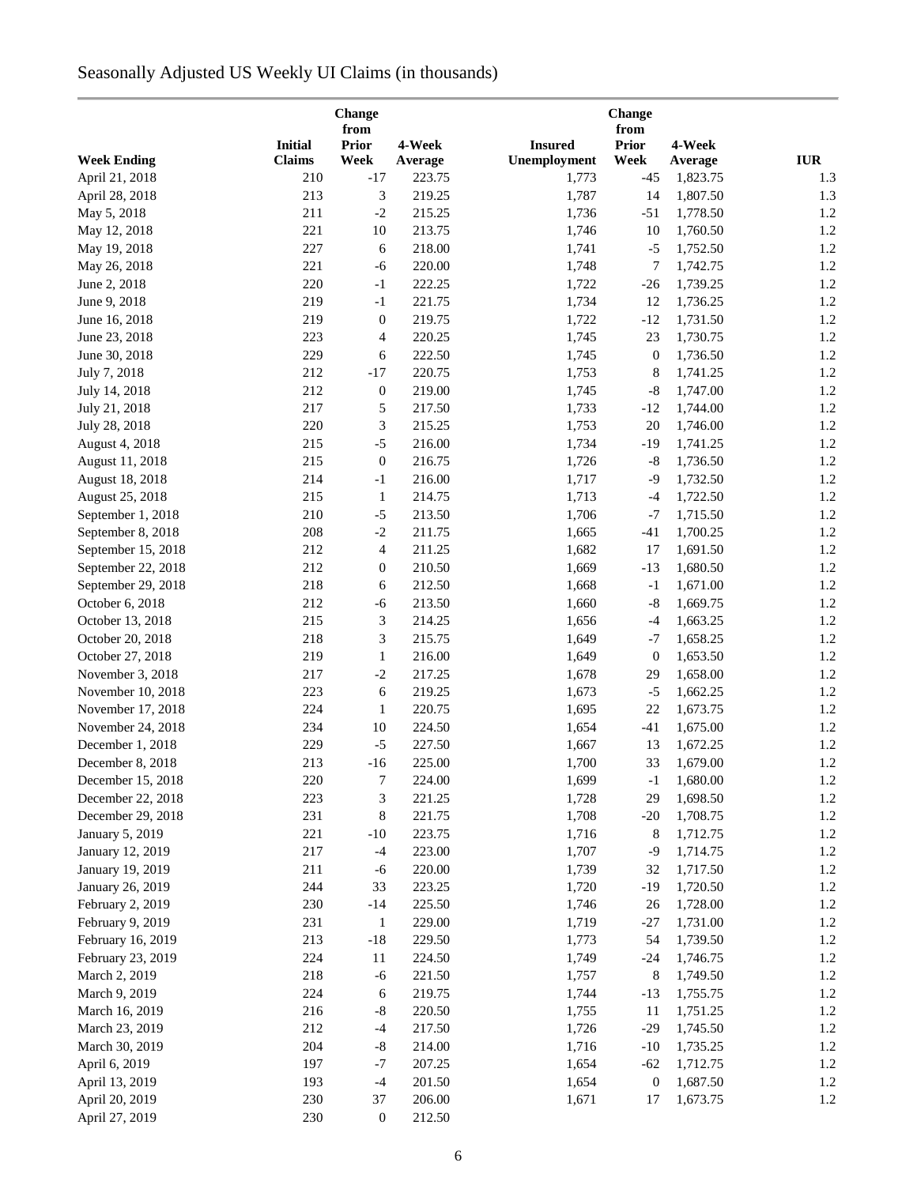# Seasonally Adjusted US Weekly UI Claims (in thousands)

| Week Ending | Initial Claims | Change from Prior Week | 4-Week Average | Insured Unemployment | Change from Prior Week | 4-Week Average | IUR |
|---|---|---|---|---|---|---|---|
| April 21, 2018 | 210 | -17 | 223.75 | 1,773 | -45 | 1,823.75 | 1.3 |
| April 28, 2018 | 213 | 3 | 219.25 | 1,787 | 14 | 1,807.50 | 1.3 |
| May 5, 2018 | 211 | -2 | 215.25 | 1,736 | -51 | 1,778.50 | 1.2 |
| May 12, 2018 | 221 | 10 | 213.75 | 1,746 | 10 | 1,760.50 | 1.2 |
| May 19, 2018 | 227 | 6 | 218.00 | 1,741 | -5 | 1,752.50 | 1.2 |
| May 26, 2018 | 221 | -6 | 220.00 | 1,748 | 7 | 1,742.75 | 1.2 |
| June 2, 2018 | 220 | -1 | 222.25 | 1,722 | -26 | 1,739.25 | 1.2 |
| June 9, 2018 | 219 | -1 | 221.75 | 1,734 | 12 | 1,736.25 | 1.2 |
| June 16, 2018 | 219 | 0 | 219.75 | 1,722 | -12 | 1,731.50 | 1.2 |
| June 23, 2018 | 223 | 4 | 220.25 | 1,745 | 23 | 1,730.75 | 1.2 |
| June 30, 2018 | 229 | 6 | 222.50 | 1,745 | 0 | 1,736.50 | 1.2 |
| July 7, 2018 | 212 | -17 | 220.75 | 1,753 | 8 | 1,741.25 | 1.2 |
| July 14, 2018 | 212 | 0 | 219.00 | 1,745 | -8 | 1,747.00 | 1.2 |
| July 21, 2018 | 217 | 5 | 217.50 | 1,733 | -12 | 1,744.00 | 1.2 |
| July 28, 2018 | 220 | 3 | 215.25 | 1,753 | 20 | 1,746.00 | 1.2 |
| August 4, 2018 | 215 | -5 | 216.00 | 1,734 | -19 | 1,741.25 | 1.2 |
| August 11, 2018 | 215 | 0 | 216.75 | 1,726 | -8 | 1,736.50 | 1.2 |
| August 18, 2018 | 214 | -1 | 216.00 | 1,717 | -9 | 1,732.50 | 1.2 |
| August 25, 2018 | 215 | 1 | 214.75 | 1,713 | -4 | 1,722.50 | 1.2 |
| September 1, 2018 | 210 | -5 | 213.50 | 1,706 | -7 | 1,715.50 | 1.2 |
| September 8, 2018 | 208 | -2 | 211.75 | 1,665 | -41 | 1,700.25 | 1.2 |
| September 15, 2018 | 212 | 4 | 211.25 | 1,682 | 17 | 1,691.50 | 1.2 |
| September 22, 2018 | 212 | 0 | 210.50 | 1,669 | -13 | 1,680.50 | 1.2 |
| September 29, 2018 | 218 | 6 | 212.50 | 1,668 | -1 | 1,671.00 | 1.2 |
| October 6, 2018 | 212 | -6 | 213.50 | 1,660 | -8 | 1,669.75 | 1.2 |
| October 13, 2018 | 215 | 3 | 214.25 | 1,656 | -4 | 1,663.25 | 1.2 |
| October 20, 2018 | 218 | 3 | 215.75 | 1,649 | -7 | 1,658.25 | 1.2 |
| October 27, 2018 | 219 | 1 | 216.00 | 1,649 | 0 | 1,653.50 | 1.2 |
| November 3, 2018 | 217 | -2 | 217.25 | 1,678 | 29 | 1,658.00 | 1.2 |
| November 10, 2018 | 223 | 6 | 219.25 | 1,673 | -5 | 1,662.25 | 1.2 |
| November 17, 2018 | 224 | 1 | 220.75 | 1,695 | 22 | 1,673.75 | 1.2 |
| November 24, 2018 | 234 | 10 | 224.50 | 1,654 | -41 | 1,675.00 | 1.2 |
| December 1, 2018 | 229 | -5 | 227.50 | 1,667 | 13 | 1,672.25 | 1.2 |
| December 8, 2018 | 213 | -16 | 225.00 | 1,700 | 33 | 1,679.00 | 1.2 |
| December 15, 2018 | 220 | 7 | 224.00 | 1,699 | -1 | 1,680.00 | 1.2 |
| December 22, 2018 | 223 | 3 | 221.25 | 1,728 | 29 | 1,698.50 | 1.2 |
| December 29, 2018 | 231 | 8 | 221.75 | 1,708 | -20 | 1,708.75 | 1.2 |
| January 5, 2019 | 221 | -10 | 223.75 | 1,716 | 8 | 1,712.75 | 1.2 |
| January 12, 2019 | 217 | -4 | 223.00 | 1,707 | -9 | 1,714.75 | 1.2 |
| January 19, 2019 | 211 | -6 | 220.00 | 1,739 | 32 | 1,717.50 | 1.2 |
| January 26, 2019 | 244 | 33 | 223.25 | 1,720 | -19 | 1,720.50 | 1.2 |
| February 2, 2019 | 230 | -14 | 225.50 | 1,746 | 26 | 1,728.00 | 1.2 |
| February 9, 2019 | 231 | 1 | 229.00 | 1,719 | -27 | 1,731.00 | 1.2 |
| February 16, 2019 | 213 | -18 | 229.50 | 1,773 | 54 | 1,739.50 | 1.2 |
| February 23, 2019 | 224 | 11 | 224.50 | 1,749 | -24 | 1,746.75 | 1.2 |
| March 2, 2019 | 218 | -6 | 221.50 | 1,757 | 8 | 1,749.50 | 1.2 |
| March 9, 2019 | 224 | 6 | 219.75 | 1,744 | -13 | 1,755.75 | 1.2 |
| March 16, 2019 | 216 | -8 | 220.50 | 1,755 | 11 | 1,751.25 | 1.2 |
| March 23, 2019 | 212 | -4 | 217.50 | 1,726 | -29 | 1,745.50 | 1.2 |
| March 30, 2019 | 204 | -8 | 214.00 | 1,716 | -10 | 1,735.25 | 1.2 |
| April 6, 2019 | 197 | -7 | 207.25 | 1,654 | -62 | 1,712.75 | 1.2 |
| April 13, 2019 | 193 | -4 | 201.50 | 1,654 | 0 | 1,687.50 | 1.2 |
| April 20, 2019 | 230 | 37 | 206.00 | 1,671 | 17 | 1,673.75 | 1.2 |
| April 27, 2019 | 230 | 0 | 212.50 | | | | |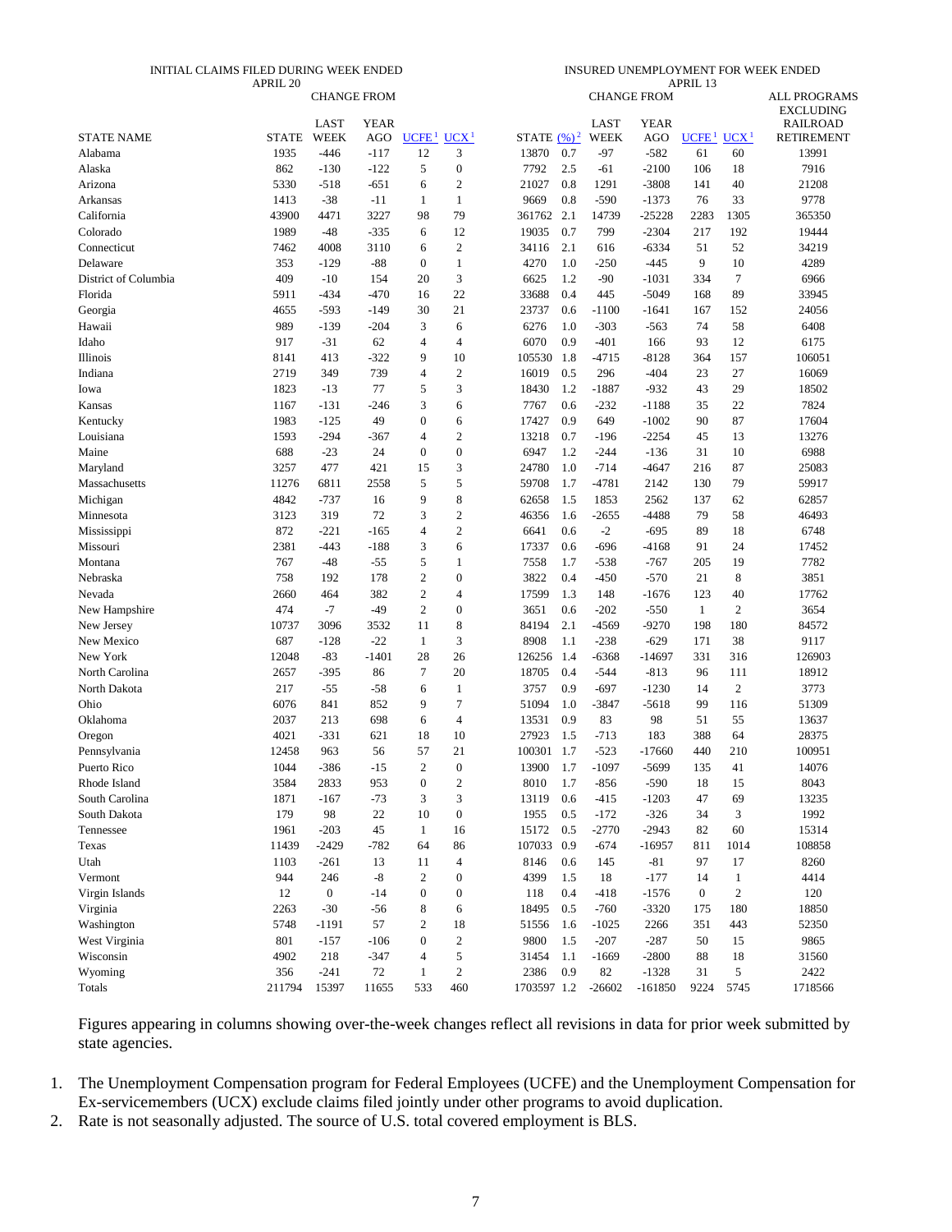| | INITIAL CLAIMS FILED DURING WEEK ENDED APRIL 20 | | | | | INSURED UNEMPLOYMENT FOR WEEK ENDED APRIL 13 | | | | | | |
|---|---|---|---|---|---|---|---|---|---|---|---|---|
| | | CHANGE FROM | | | | | | CHANGE FROM | | | | ALL PROGRAMS EXCLUDING RAILROAD RETIREMENT |
| STATE NAME | STATE | LAST WEEK | YEAR AGO | UCFE [1] | UCX [1] | STATE | (%) [2] | LAST WEEK | YEAR AGO | UCFE [1] | UCX [1] | |
| Alabama | 1935 | -446 | -117 | 12 | 3 | 13870 | 0.7 | -97 | -582 | 61 | 60 | 13991 |
| Alaska | 862 | -130 | -122 | 5 | 0 | 7792 | 2.5 | -61 | -2100 | 106 | 18 | 7916 |
| Arizona | 5330 | -518 | -651 | 6 | 2 | 21027 | 0.8 | 1291 | -3808 | 141 | 40 | 21208 |
| Arkansas | 1413 | -38 | -11 | 1 | 1 | 9669 | 0.8 | -590 | -1373 | 76 | 33 | 9778 |
| California | 43900 | 4471 | 3227 | 98 | 79 | 361762 | 2.1 | 14739 | -25228 | 2283 | 1305 | 365350 |
| Colorado | 1989 | -48 | -335 | 6 | 12 | 19035 | 0.7 | 799 | -2304 | 217 | 192 | 19444 |
| Connecticut | 7462 | 4008 | 3110 | 6 | 2 | 34116 | 2.1 | 616 | -6334 | 51 | 52 | 34219 |
| Delaware | 353 | -129 | -88 | 0 | 1 | 4270 | 1.0 | -250 | -445 | 9 | 10 | 4289 |
| District of Columbia | 409 | -10 | 154 | 20 | 3 | 6625 | 1.2 | -90 | -1031 | 334 | 7 | 6966 |
| Florida | 5911 | -434 | -470 | 16 | 22 | 33688 | 0.4 | 445 | -5049 | 168 | 89 | 33945 |
| Georgia | 4655 | -593 | -149 | 30 | 21 | 23737 | 0.6 | -1100 | -1641 | 167 | 152 | 24056 |
| Hawaii | 989 | -139 | -204 | 3 | 6 | 6276 | 1.0 | -303 | -563 | 74 | 58 | 6408 |
| Idaho | 917 | -31 | 62 | 4 | 4 | 6070 | 0.9 | -401 | 166 | 93 | 12 | 6175 |
| Illinois | 8141 | 413 | -322 | 9 | 10 | 105530 | 1.8 | -4715 | -8128 | 364 | 157 | 106051 |
| Indiana | 2719 | 349 | 739 | 4 | 2 | 16019 | 0.5 | 296 | -404 | 23 | 27 | 16069 |
| Iowa | 1823 | -13 | 77 | 5 | 3 | 18430 | 1.2 | -1887 | -932 | 43 | 29 | 18502 |
| Kansas | 1167 | -131 | -246 | 3 | 6 | 7767 | 0.6 | -232 | -1188 | 35 | 22 | 7824 |
| Kentucky | 1983 | -125 | 49 | 0 | 6 | 17427 | 0.9 | 649 | -1002 | 90 | 87 | 17604 |
| Louisiana | 1593 | -294 | -367 | 4 | 2 | 13218 | 0.7 | -196 | -2254 | 45 | 13 | 13276 |
| Maine | 688 | -23 | 24 | 0 | 0 | 6947 | 1.2 | -244 | -136 | 31 | 10 | 6988 |
| Maryland | 3257 | 477 | 421 | 15 | 3 | 24780 | 1.0 | -714 | -4647 | 216 | 87 | 25083 |
| Massachusetts | 11276 | 6811 | 2558 | 5 | 5 | 59708 | 1.7 | -4781 | 2142 | 130 | 79 | 59917 |
| Michigan | 4842 | -737 | 16 | 9 | 8 | 62658 | 1.5 | 1853 | 2562 | 137 | 62 | 62857 |
| Minnesota | 3123 | 319 | 72 | 3 | 2 | 46356 | 1.6 | -2655 | -4488 | 79 | 58 | 46493 |
| Mississippi | 872 | -221 | -165 | 4 | 2 | 6641 | 0.6 | -2 | -695 | 89 | 18 | 6748 |
| Missouri | 2381 | -443 | -188 | 3 | 6 | 17337 | 0.6 | -696 | -4168 | 91 | 24 | 17452 |
| Montana | 767 | -48 | -55 | 5 | 1 | 7558 | 1.7 | -538 | -767 | 205 | 19 | 7782 |
| Nebraska | 758 | 192 | 178 | 2 | 0 | 3822 | 0.4 | -450 | -570 | 21 | 8 | 3851 |
| Nevada | 2660 | 464 | 382 | 2 | 4 | 17599 | 1.3 | 148 | -1676 | 123 | 40 | 17762 |
| New Hampshire | 474 | -7 | -49 | 2 | 0 | 3651 | 0.6 | -202 | -550 | 1 | 2 | 3654 |
| New Jersey | 10737 | 3096 | 3532 | 11 | 8 | 84194 | 2.1 | -4569 | -9270 | 198 | 180 | 84572 |
| New Mexico | 687 | -128 | -22 | 1 | 3 | 8908 | 1.1 | -238 | -629 | 171 | 38 | 9117 |
| New York | 12048 | -83 | -1401 | 28 | 26 | 126256 | 1.4 | -6368 | -14697 | 331 | 316 | 126903 |
| North Carolina | 2657 | -395 | 86 | 7 | 20 | 18705 | 0.4 | -544 | -813 | 96 | 111 | 18912 |
| North Dakota | 217 | -55 | -58 | 6 | 1 | 3757 | 0.9 | -697 | -1230 | 14 | 2 | 3773 |
| Ohio | 6076 | 841 | 852 | 9 | 7 | 51094 | 1.0 | -3847 | -5618 | 99 | 116 | 51309 |
| Oklahoma | 2037 | 213 | 698 | 6 | 4 | 13531 | 0.9 | 83 | 98 | 51 | 55 | 13637 |
| Oregon | 4021 | -331 | 621 | 18 | 10 | 27923 | 1.5 | -713 | 183 | 388 | 64 | 28375 |
| Pennsylvania | 12458 | 963 | 56 | 57 | 21 | 100301 | 1.7 | -523 | -17660 | 440 | 210 | 100951 |
| Puerto Rico | 1044 | -386 | -15 | 2 | 0 | 13900 | 1.7 | -1097 | -5699 | 135 | 41 | 14076 |
| Rhode Island | 3584 | 2833 | 953 | 0 | 2 | 8010 | 1.7 | -856 | -590 | 18 | 15 | 8043 |
| South Carolina | 1871 | -167 | -73 | 3 | 3 | 13119 | 0.6 | -415 | -1203 | 47 | 69 | 13235 |
| South Dakota | 179 | 98 | 22 | 10 | 0 | 1955 | 0.5 | -172 | -326 | 34 | 3 | 1992 |
| Tennessee | 1961 | -203 | 45 | 1 | 16 | 15172 | 0.5 | -2770 | -2943 | 82 | 60 | 15314 |
| Texas | 11439 | -2429 | -782 | 64 | 86 | 107033 | 0.9 | -674 | -16957 | 811 | 1014 | 108858 |
| Utah | 1103 | -261 | 13 | 11 | 4 | 8146 | 0.6 | 145 | -81 | 97 | 17 | 8260 |
| Vermont | 944 | 246 | -8 | 2 | 0 | 4399 | 1.5 | 18 | -177 | 14 | 1 | 4414 |
| Virgin Islands | 12 | 0 | -14 | 0 | 0 | 118 | 0.4 | -418 | -1576 | 0 | 2 | 120 |
| Virginia | 2263 | -30 | -56 | 8 | 6 | 18495 | 0.5 | -760 | -3320 | 175 | 180 | 18850 |
| Washington | 5748 | -1191 | 57 | 2 | 18 | 51556 | 1.6 | -1025 | 2266 | 351 | 443 | 52350 |
| West Virginia | 801 | -157 | -106 | 0 | 2 | 9800 | 1.5 | -207 | -287 | 50 | 15 | 9865 |
| Wisconsin | 4902 | 218 | -347 | 4 | 5 | 31454 | 1.1 | -1669 | -2800 | 88 | 18 | 31560 |
| Wyoming | 356 | -241 | 72 | 1 | 2 | 2386 | 0.9 | 82 | -1328 | 31 | 5 | 2422 |
| Totals | 211794 | 15397 | 11655 | 533 | 460 | 1703597 | 1.2 | -26602 | -161850 | 9224 | 5745 | 1718566 |

Figures appearing in columns showing over-the-week changes reflect all revisions in data for prior week submitted by state agencies.

1. The Unemployment Compensation program for Federal Employees (UCFE) and the Unemployment Compensation for Ex-servicemembers (UCX) exclude claims filed jointly under other programs to avoid duplication.
2. Rate is not seasonally adjusted. The source of U.S. total covered employment is BLS.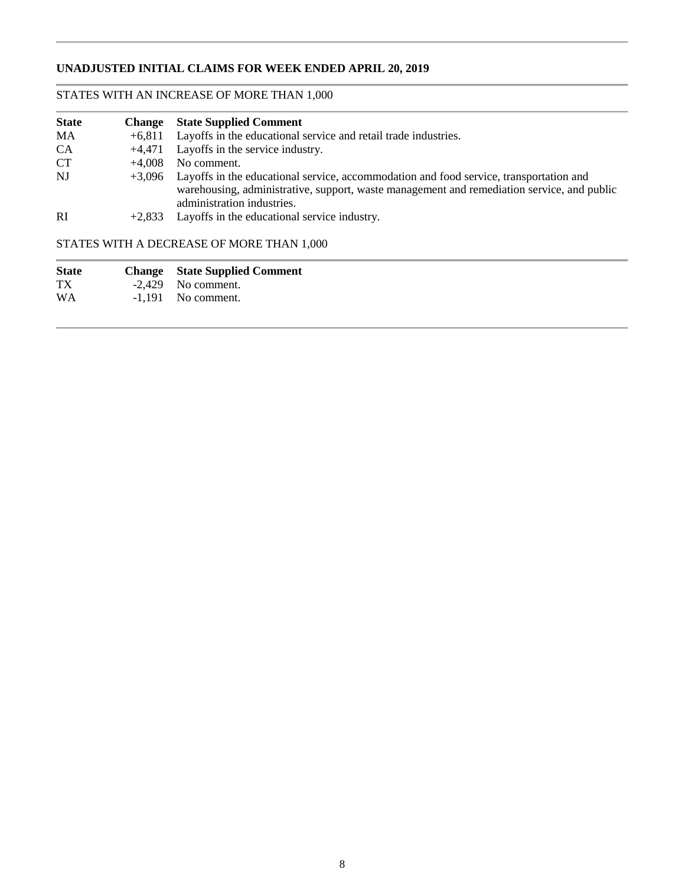## UNADJUSTED INITIAL CLAIMS FOR WEEK ENDED APRIL 20, 2019

### STATES WITH AN INCREASE OF MORE THAN 1,000

| State | Change | State Supplied Comment |
|---|---|---|
| MA | +6,811 | Layoffs in the educational service and retail trade industries. |
| CA | +4,471 | Layoffs in the service industry. |
| CT | +4,008 | No comment. |
| NJ | +3,096 | Layoffs in the educational service, accommodation and food service, transportation and warehousing, administrative, support, waste management and remediation service, and public administration industries. |
| RI | +2,833 | Layoffs in the educational service industry. |

### STATES WITH A DECREASE OF MORE THAN 1,000

| State | Change | State Supplied Comment |
|---|---|---|
| TX | -2,429 | No comment. |
| WA | -1,191 | No comment. |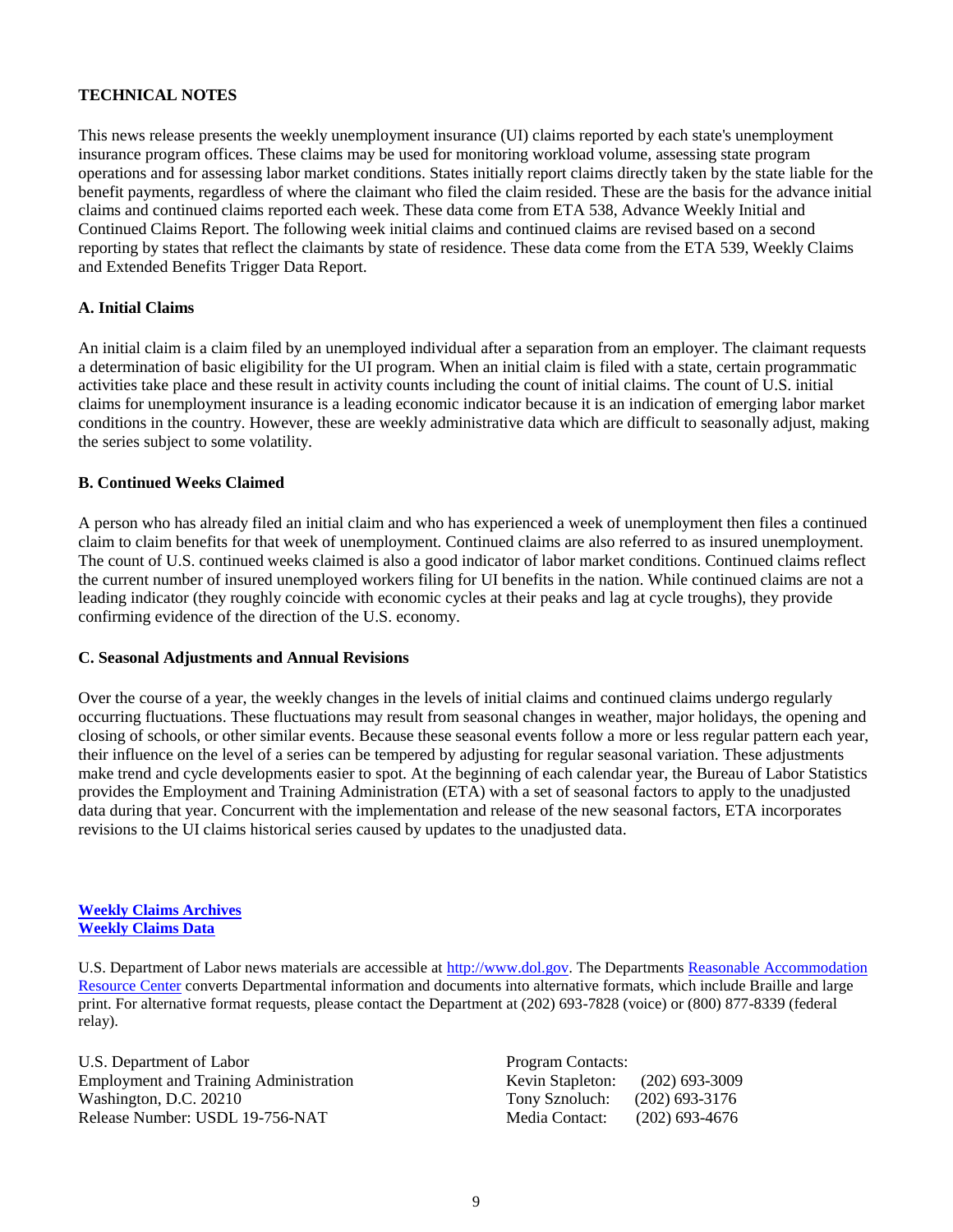## TECHNICAL NOTES

This news release presents the weekly unemployment insurance (UI) claims reported by each state's unemployment insurance program offices. These claims may be used for monitoring workload volume, assessing state program operations and for assessing labor market conditions. States initially report claims directly taken by the state liable for the benefit payments, regardless of where the claimant who filed the claim resided. These are the basis for the advance initial claims and continued claims reported each week. These data come from ETA 538, Advance Weekly Initial and Continued Claims Report. The following week initial claims and continued claims are revised based on a second reporting by states that reflect the claimants by state of residence. These data come from the ETA 539, Weekly Claims and Extended Benefits Trigger Data Report.

### A. Initial Claims

An initial claim is a claim filed by an unemployed individual after a separation from an employer. The claimant requests a determination of basic eligibility for the UI program. When an initial claim is filed with a state, certain programmatic activities take place and these result in activity counts including the count of initial claims. The count of U.S. initial claims for unemployment insurance is a leading economic indicator because it is an indication of emerging labor market conditions in the country. However, these are weekly administrative data which are difficult to seasonally adjust, making the series subject to some volatility.

### B. Continued Weeks Claimed

A person who has already filed an initial claim and who has experienced a week of unemployment then files a continued claim to claim benefits for that week of unemployment. Continued claims are also referred to as insured unemployment. The count of U.S. continued weeks claimed is also a good indicator of labor market conditions. Continued claims reflect the current number of insured unemployed workers filing for UI benefits in the nation. While continued claims are not a leading indicator (they roughly coincide with economic cycles at their peaks and lag at cycle troughs), they provide confirming evidence of the direction of the U.S. economy.

### C. Seasonal Adjustments and Annual Revisions

Over the course of a year, the weekly changes in the levels of initial claims and continued claims undergo regularly occurring fluctuations. These fluctuations may result from seasonal changes in weather, major holidays, the opening and closing of schools, or other similar events. Because these seasonal events follow a more or less regular pattern each year, their influence on the level of a series can be tempered by adjusting for regular seasonal variation. These adjustments make trend and cycle developments easier to spot. At the beginning of each calendar year, the Bureau of Labor Statistics provides the Employment and Training Administration (ETA) with a set of seasonal factors to apply to the unadjusted data during that year. Concurrent with the implementation and release of the new seasonal factors, ETA incorporates revisions to the UI claims historical series caused by updates to the unadjusted data.

**Weekly Claims Archives**
**Weekly Claims Data**

U.S. Department of Labor news materials are accessible at http://www.dol.gov. The Departments Reasonable Accommodation Resource Center converts Departmental information and documents into alternative formats, which include Braille and large print. For alternative format requests, please contact the Department at (202) 693-7828 (voice) or (800) 877-8339 (federal relay).

U.S. Department of Labor
Employment and Training Administration
Washington, D.C. 20210
Release Number: USDL 19-756-NAT

Program Contacts:
Kevin Stapleton: (202) 693-3009
Tony Sznoluch: (202) 693-3176
Media Contact: (202) 693-4676